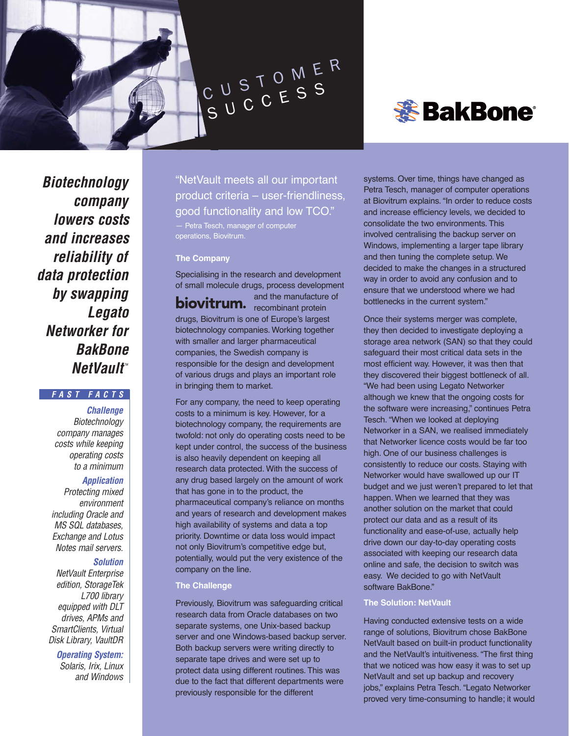CUSTOMER SUCCESS

BakBone®

# Biotechnology company lowers costs and increases reliability of data protection by swapping Legato Networker for BakBone NetVault™

**FAST FACTS**

***Challenge***
*Biotechnology company manages costs while keeping operating costs to a minimum*

***Application***
*Protecting mixed environment including Oracle and MS SQL databases, Exchange and Lotus Notes mail servers.*

***Solution***
*NetVault Enterprise edition, StorageTek L700 library equipped with DLT drives, APMs and SmartClients, Virtual Disk Library, VaultDR*

***Operating System:***
*Solaris, Irix, Linux and Windows*

"NetVault meets all our important product criteria – user-friendliness, good functionality and low TCO."

— Petra Tesch, manager of computer operations, Biovitrum.

### The Company

Specialising in the research and development of small molecule drugs, process development and the manufacture of recombinant protein drugs, Biovitrum is one of Europe's largest biotechnology companies. Working together with smaller and larger pharmaceutical companies, the Swedish company is responsible for the design and development of various drugs and plays an important role in bringing them to market.

For any company, the need to keep operating costs to a minimum is key. However, for a biotechnology company, the requirements are twofold: not only do operating costs need to be kept under control, the success of the business is also heavily dependent on keeping all research data protected. With the success of any drug based largely on the amount of work that has gone in to the product, the pharmaceutical company's reliance on months and years of research and development makes high availability of systems and data a top priority. Downtime or data loss would impact not only Biovitrum's competitive edge but, potentially, would put the very existence of the company on the line.

### The Challenge

Previously, Biovitrum was safeguarding critical research data from Oracle databases on two separate systems, one Unix-based backup server and one Windows-based backup server. Both backup servers were writing directly to separate tape drives and were set up to protect data using different routines. This was due to the fact that different departments were previously responsible for the different systems. Over time, things have changed as Petra Tesch, manager of computer operations at Biovitrum explains. "In order to reduce costs and increase efficiency levels, we decided to consolidate the two environments. This involved centralising the backup server on Windows, implementing a larger tape library and then tuning the complete setup. We decided to make the changes in a structured way in order to avoid any confusion and to ensure that we understood where we had bottlenecks in the current system."

Once their systems merger was complete, they then decided to investigate deploying a storage area network (SAN) so that they could safeguard their most critical data sets in the most efficient way. However, it was then that they discovered their biggest bottleneck of all. "We had been using Legato Networker although we knew that the ongoing costs for the software were increasing," continues Petra Tesch. "When we looked at deploying Networker in a SAN, we realised immediately that Networker licence costs would be far too high. One of our business challenges is consistently to reduce our costs. Staying with Networker would have swallowed up our IT budget and we just weren't prepared to let that happen. When we learned that they was another solution on the market that could protect our data and as a result of its functionality and ease-of-use, actually help drive down our day-to-day operating costs associated with keeping our research data online and safe, the decision to switch was easy. We decided to go with NetVault software BakBone."

### The Solution: NetVault

Having conducted extensive tests on a wide range of solutions, Biovitrum chose BakBone NetVault based on built-in product functionality and the NetVault's intuitiveness. "The first thing that we noticed was how easy it was to set up NetVault and set up backup and recovery jobs," explains Petra Tesch. "Legato Networker proved very time-consuming to handle; it would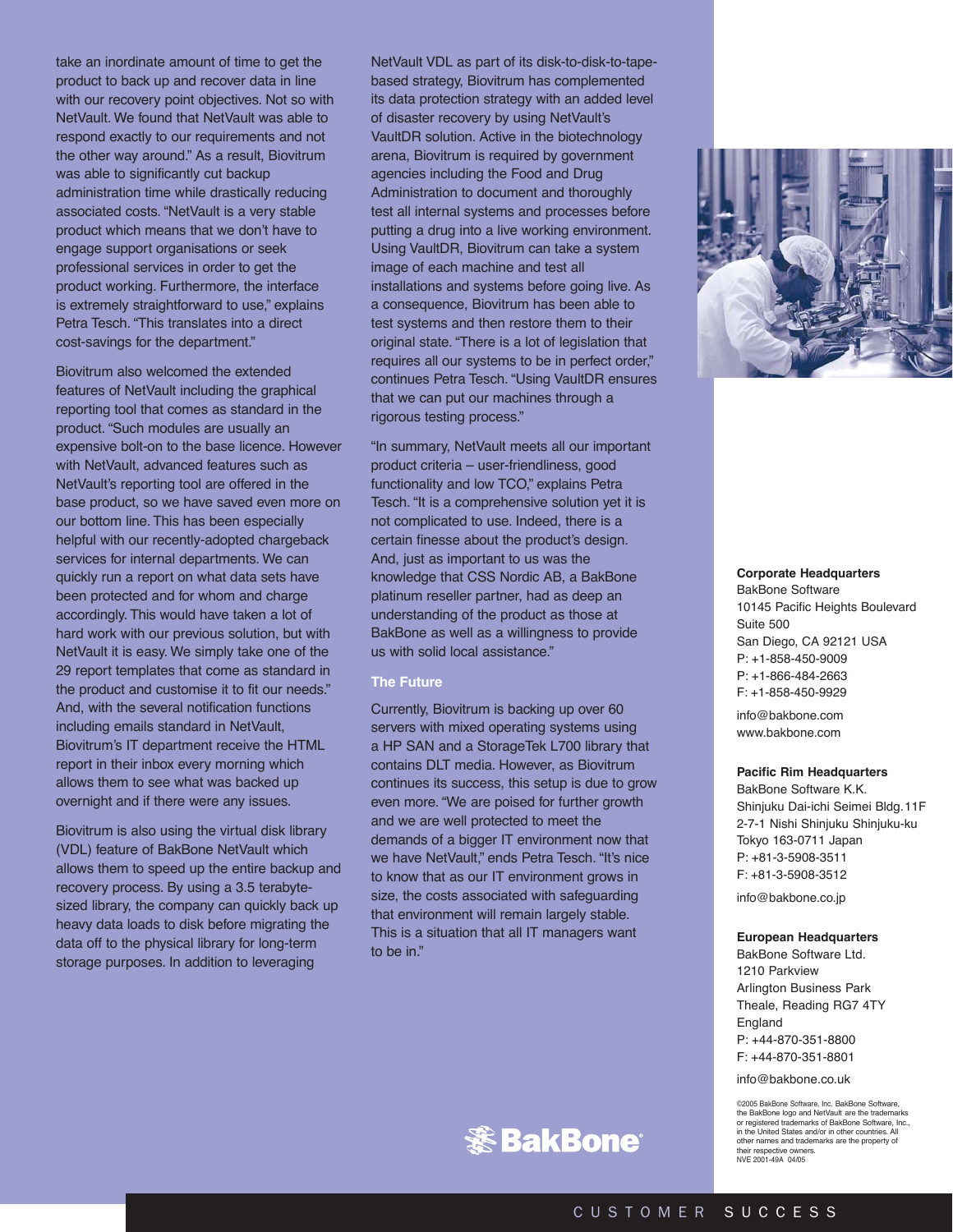take an inordinate amount of time to get the product to back up and recover data in line with our recovery point objectives. Not so with NetVault. We found that NetVault was able to respond exactly to our requirements and not the other way around." As a result, Biovitrum was able to significantly cut backup administration time while drastically reducing associated costs. "NetVault is a very stable product which means that we don't have to engage support organisations or seek professional services in order to get the product working. Furthermore, the interface is extremely straightforward to use," explains Petra Tesch. "This translates into a direct cost-savings for the department."

Biovitrum also welcomed the extended features of NetVault including the graphical reporting tool that comes as standard in the product. "Such modules are usually an expensive bolt-on to the base licence. However with NetVault, advanced features such as NetVault's reporting tool are offered in the base product, so we have saved even more on our bottom line. This has been especially helpful with our recently-adopted chargeback services for internal departments. We can quickly run a report on what data sets have been protected and for whom and charge accordingly. This would have taken a lot of hard work with our previous solution, but with NetVault it is easy. We simply take one of the 29 report templates that come as standard in the product and customise it to fit our needs." And, with the several notification functions including emails standard in NetVault, Biovitrum's IT department receive the HTML report in their inbox every morning which allows them to see what was backed up overnight and if there were any issues.

Biovitrum is also using the virtual disk library (VDL) feature of BakBone NetVault which allows them to speed up the entire backup and recovery process. By using a 3.5 terabyte-sized library, the company can quickly back up heavy data loads to disk before migrating the data off to the physical library for long-term storage purposes. In addition to leveraging NetVault VDL as part of its disk-to-disk-to-tape-based strategy, Biovitrum has complemented its data protection strategy with an added level of disaster recovery by using NetVault's VaultDR solution. Active in the biotechnology arena, Biovitrum is required by government agencies including the Food and Drug Administration to document and thoroughly test all internal systems and processes before putting a drug into a live working environment. Using VaultDR, Biovitrum can take a system image of each machine and test all installations and systems before going live. As a consequence, Biovitrum has been able to test systems and then restore them to their original state. "There is a lot of legislation that requires all our systems to be in perfect order," continues Petra Tesch. "Using VaultDR ensures that we can put our machines through a rigorous testing process."

"In summary, NetVault meets all our important product criteria – user-friendliness, good functionality and low TCO," explains Petra Tesch. "It is a comprehensive solution yet it is not complicated to use. Indeed, there is a certain finesse about the product's design. And, just as important to us was the knowledge that CSS Nordic AB, a BakBone platinum reseller partner, had as deep an understanding of the product as those at BakBone as well as a willingness to provide us with solid local assistance."

## The Future

Currently, Biovitrum is backing up over 60 servers with mixed operating systems using a HP SAN and a StorageTek L700 library that contains DLT media. However, as Biovitrum continues its success, this setup is due to grow even more. "We are poised for further growth and we are well protected to meet the demands of a bigger IT environment now that we have NetVault," ends Petra Tesch. "It's nice to know that as our IT environment grows in size, the costs associated with safeguarding that environment will remain largely stable. This is a situation that all IT managers want to be in."

**Corporate Headquarters**
BakBone Software
10145 Pacific Heights Boulevard
Suite 500
San Diego, CA 92121 USA
P: +1-858-450-9009
P: +1-866-484-2663
F: +1-858-450-9929

info@bakbone.com
www.bakbone.com

**Pacific Rim Headquarters**
BakBone Software K.K.
Shinjuku Dai-ichi Seimei Bldg.11F
2-7-1 Nishi Shinjuku Shinjuku-ku
Tokyo 163-0711 Japan
P: +81-3-5908-3511
F: +81-3-5908-3512

info@bakbone.co.jp

**European Headquarters**
BakBone Software Ltd.
1210 Parkview
Arlington Business Park
Theale, Reading RG7 4TY
England
P: +44-870-351-8800
F: +44-870-351-8801

info@bakbone.co.uk

©2005 BakBone Software, Inc. BakBone Software, the BakBone logo and NetVault are the trademarks or registered trademarks of BakBone Software, Inc., in the United States and/or in other countries. All other names and trademarks are the property of their respective owners.
NVE 2001-49A 04/05

BakBone

CUSTOMER SUCCESS